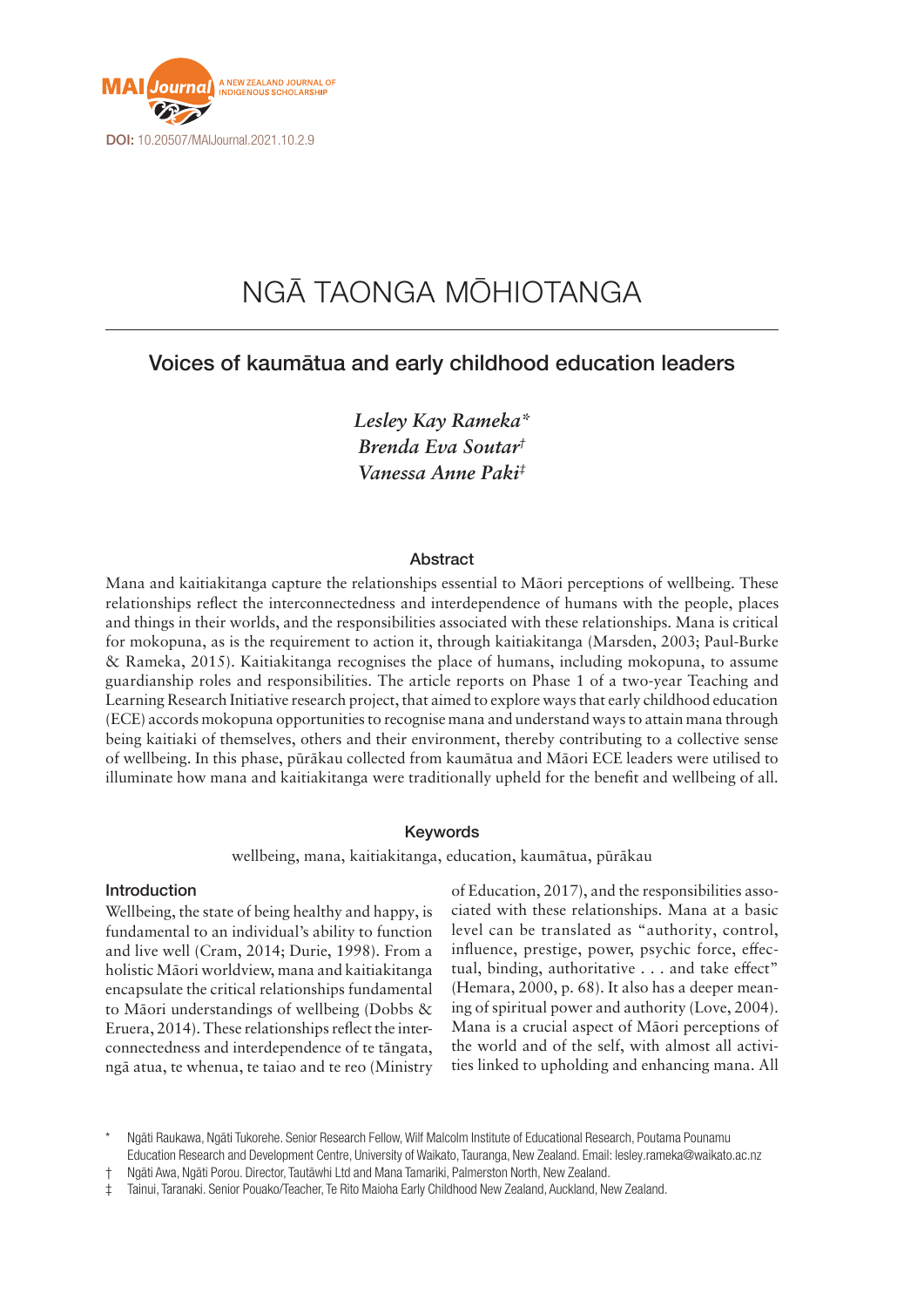DOI: 10.20507/MAIJournal.2021.10.2.9

# NGĀ TAONGA MŌHIOTANGA

## Voices of kaumātua and early childhood education leaders

*Lesley Kay Rameka**
*Brenda Eva Soutar*[†]
*Vanessa Anne Paki*[‡]

### Abstract

Mana and kaitiakitanga capture the relationships essential to Māori perceptions of wellbeing. These relationships reflect the interconnectedness and interdependence of humans with the people, places and things in their worlds, and the responsibilities associated with these relationships. Mana is critical for mokopuna, as is the requirement to action it, through kaitiakitanga (Marsden, 2003; Paul-Burke & Rameka, 2015). Kaitiakitanga recognises the place of humans, including mokopuna, to assume guardianship roles and responsibilities. The article reports on Phase 1 of a two-year Teaching and Learning Research Initiative research project, that aimed to explore ways that early childhood education (ECE) accords mokopuna opportunities to recognise mana and understand ways to attain mana through being kaitiaki of themselves, others and their environment, thereby contributing to a collective sense of wellbeing. In this phase, pūrākau collected from kaumātua and Māori ECE leaders were utilised to illuminate how mana and kaitiakitanga were traditionally upheld for the benefit and wellbeing of all.

### Keywords

wellbeing, mana, kaitiakitanga, education, kaumātua, pūrākau

### Introduction

Wellbeing, the state of being healthy and happy, is fundamental to an individual's ability to function and live well (Cram, 2014; Durie, 1998). From a holistic Māori worldview, mana and kaitiakitanga encapsulate the critical relationships fundamental to Māori understandings of wellbeing (Dobbs & Eruera, 2014). These relationships reflect the interconnectedness and interdependence of te tāngata, ngā atua, te whenua, te taiao and te reo (Ministry of Education, 2017), and the responsibilities associated with these relationships. Mana at a basic level can be translated as "authority, control, influence, prestige, power, psychic force, effectual, binding, authoritative . . . and take effect" (Hemara, 2000, p. 68). It also has a deeper meaning of spiritual power and authority (Love, 2004). Mana is a crucial aspect of Māori perceptions of the world and of the self, with almost all activities linked to upholding and enhancing mana. All

\* Ngāti Raukawa, Ngāti Tukorehe. Senior Research Fellow, Wilf Malcolm Institute of Educational Research, Poutama Pounamu Education Research and Development Centre, University of Waikato, Tauranga, New Zealand. Email: lesley.rameka@waikato.ac.nz

† Ngāti Awa, Ngāti Porou. Director, Tautāwhi Ltd and Mana Tamariki, Palmerston North, New Zealand.

‡ Tainui, Taranaki. Senior Pouako/Teacher, Te Rito Maioha Early Childhood New Zealand, Auckland, New Zealand.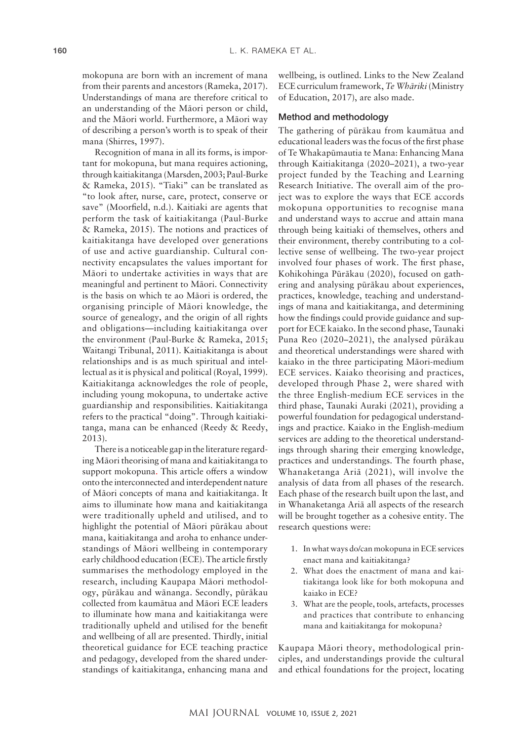mokopuna are born with an increment of mana from their parents and ancestors (Rameka, 2017). Understandings of mana are therefore critical to an understanding of the Māori person or child, and the Māori world. Furthermore, a Māori way of describing a person's worth is to speak of their mana (Shirres, 1997).

Recognition of mana in all its forms, is important for mokopuna, but mana requires actioning, through kaitiakitanga (Marsden, 2003; Paul-Burke & Rameka, 2015). "Tiaki" can be translated as "to look after, nurse, care, protect, conserve or save" (Moorfield, n.d.). Kaitiaki are agents that perform the task of kaitiakitanga (Paul-Burke & Rameka, 2015). The notions and practices of kaitiakitanga have developed over generations of use and active guardianship. Cultural connectivity encapsulates the values important for Māori to undertake activities in ways that are meaningful and pertinent to Māori. Connectivity is the basis on which te ao Māori is ordered, the organising principle of Māori knowledge, the source of genealogy, and the origin of all rights and obligations—including kaitiakitanga over the environment (Paul-Burke & Rameka, 2015; Waitangi Tribunal, 2011). Kaitiakitanga is about relationships and is as much spiritual and intellectual as it is physical and political (Royal, 1999). Kaitiakitanga acknowledges the role of people, including young mokopuna, to undertake active guardianship and responsibilities. Kaitiakitanga refers to the practical "doing". Through kaitiakitanga, mana can be enhanced (Reedy & Reedy, 2013).

There is a noticeable gap in the literature regarding Māori theorising of mana and kaitiakitanga to support mokopuna. This article offers a window onto the interconnected and interdependent nature of Māori concepts of mana and kaitiakitanga. It aims to illuminate how mana and kaitiakitanga were traditionally upheld and utilised, and to highlight the potential of Māori pūrākau about mana, kaitiakitanga and aroha to enhance understandings of Māori wellbeing in contemporary early childhood education (ECE). The article firstly summarises the methodology employed in the research, including Kaupapa Māori methodology, pūrākau and wānanga. Secondly, pūrākau collected from kaumātua and Māori ECE leaders to illuminate how mana and kaitiakitanga were traditionally upheld and utilised for the benefit and wellbeing of all are presented. Thirdly, initial theoretical guidance for ECE teaching practice and pedagogy, developed from the shared understandings of kaitiakitanga, enhancing mana and wellbeing, is outlined. Links to the New Zealand ECE curriculum framework, *Te Whāriki* (Ministry of Education, 2017), are also made.

## Method and methodology

The gathering of pūrākau from kaumātua and educational leaders was the focus of the first phase of Te Whakapūmautia te Mana: Enhancing Mana through Kaitiakitanga (2020–2021), a two-year project funded by the Teaching and Learning Research Initiative. The overall aim of the project was to explore the ways that ECE accords mokopuna opportunities to recognise mana and understand ways to accrue and attain mana through being kaitiaki of themselves, others and their environment, thereby contributing to a collective sense of wellbeing. The two-year project involved four phases of work. The first phase, Kohikohinga Pūrākau (2020), focused on gathering and analysing pūrākau about experiences, practices, knowledge, teaching and understandings of mana and kaitiakitanga, and determining how the findings could provide guidance and support for ECE kaiako. In the second phase, Taunaki Puna Reo (2020–2021), the analysed pūrākau and theoretical understandings were shared with kaiako in the three participating Māori-medium ECE services. Kaiako theorising and practices, developed through Phase 2, were shared with the three English-medium ECE services in the third phase, Taunaki Auraki (2021), providing a powerful foundation for pedagogical understandings and practice. Kaiako in the English-medium services are adding to the theoretical understandings through sharing their emerging knowledge, practices and understandings. The fourth phase, Whanaketanga Ariā (2021), will involve the analysis of data from all phases of the research. Each phase of the research built upon the last, and in Whanaketanga Ariā all aspects of the research will be brought together as a cohesive entity. The research questions were:

1. In what ways do/can mokopuna in ECE services enact mana and kaitiakitanga?
2. What does the enactment of mana and kaitiakitanga look like for both mokopuna and kaiako in ECE?
3. What are the people, tools, artefacts, processes and practices that contribute to enhancing mana and kaitiakitanga for mokopuna?

Kaupapa Māori theory, methodological principles, and understandings provide the cultural and ethical foundations for the project, locating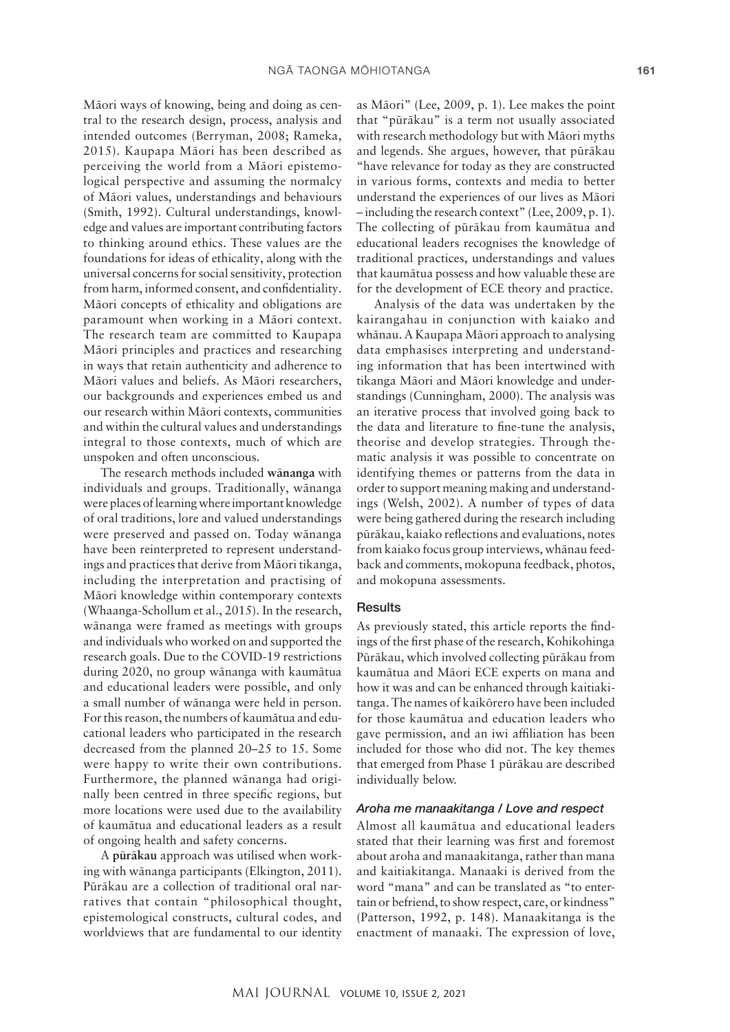Māori ways of knowing, being and doing as central to the research design, process, analysis and intended outcomes (Berryman, 2008; Rameka, 2015). Kaupapa Māori has been described as perceiving the world from a Māori epistemological perspective and assuming the normalcy of Māori values, understandings and behaviours (Smith, 1992). Cultural understandings, knowledge and values are important contributing factors to thinking around ethics. These values are the foundations for ideas of ethicality, along with the universal concerns for social sensitivity, protection from harm, informed consent, and confidentiality. Māori concepts of ethicality and obligations are paramount when working in a Māori context. The research team are committed to Kaupapa Māori principles and practices and researching in ways that retain authenticity and adherence to Māori values and beliefs. As Māori researchers, our backgrounds and experiences embed us and our research within Māori contexts, communities and within the cultural values and understandings integral to those contexts, much of which are unspoken and often unconscious.

The research methods included **wānanga** with individuals and groups. Traditionally, wānanga were places of learning where important knowledge of oral traditions, lore and valued understandings were preserved and passed on. Today wānanga have been reinterpreted to represent understandings and practices that derive from Māori tikanga, including the interpretation and practising of Māori knowledge within contemporary contexts (Whaanga-Schollum et al., 2015). In the research, wānanga were framed as meetings with groups and individuals who worked on and supported the research goals. Due to the COVID-19 restrictions during 2020, no group wānanga with kaumātua and educational leaders were possible, and only a small number of wānanga were held in person. For this reason, the numbers of kaumātua and educational leaders who participated in the research decreased from the planned 20–25 to 15. Some were happy to write their own contributions. Furthermore, the planned wānanga had originally been centred in three specific regions, but more locations were used due to the availability of kaumātua and educational leaders as a result of ongoing health and safety concerns.

A **pūrākau** approach was utilised when working with wānanga participants (Elkington, 2011). Pūrākau are a collection of traditional oral narratives that contain "philosophical thought, epistemological constructs, cultural codes, and worldviews that are fundamental to our identity as Māori" (Lee, 2009, p. 1). Lee makes the point that "pūrākau" is a term not usually associated with research methodology but with Māori myths and legends. She argues, however, that pūrākau "have relevance for today as they are constructed in various forms, contexts and media to better understand the experiences of our lives as Māori – including the research context" (Lee, 2009, p. 1). The collecting of pūrākau from kaumātua and educational leaders recognises the knowledge of traditional practices, understandings and values that kaumātua possess and how valuable these are for the development of ECE theory and practice.

Analysis of the data was undertaken by the kairangahau in conjunction with kaiako and whānau. A Kaupapa Māori approach to analysing data emphasises interpreting and understanding information that has been intertwined with tikanga Māori and Māori knowledge and understandings (Cunningham, 2000). The analysis was an iterative process that involved going back to the data and literature to fine-tune the analysis, theorise and develop strategies. Through thematic analysis it was possible to concentrate on identifying themes or patterns from the data in order to support meaning making and understandings (Welsh, 2002). A number of types of data were being gathered during the research including pūrākau, kaiako reflections and evaluations, notes from kaiako focus group interviews, whānau feedback and comments, mokopuna feedback, photos, and mokopuna assessments.

## Results

As previously stated, this article reports the findings of the first phase of the research, Kohikohinga Pūrākau, which involved collecting pūrākau from kaumātua and Māori ECE experts on mana and how it was and can be enhanced through kaitiakitanga. The names of kaikōrero have been included for those kaumātua and education leaders who gave permission, and an iwi affiliation has been included for those who did not. The key themes that emerged from Phase 1 pūrākau are described individually below.

### *Aroha me manaakitanga / Love and respect*

Almost all kaumātua and educational leaders stated that their learning was first and foremost about aroha and manaakitanga, rather than mana and kaitiakitanga. Manaaki is derived from the word "mana" and can be translated as "to entertain or befriend, to show respect, care, or kindness" (Patterson, 1992, p. 148). Manaakitanga is the enactment of manaaki. The expression of love,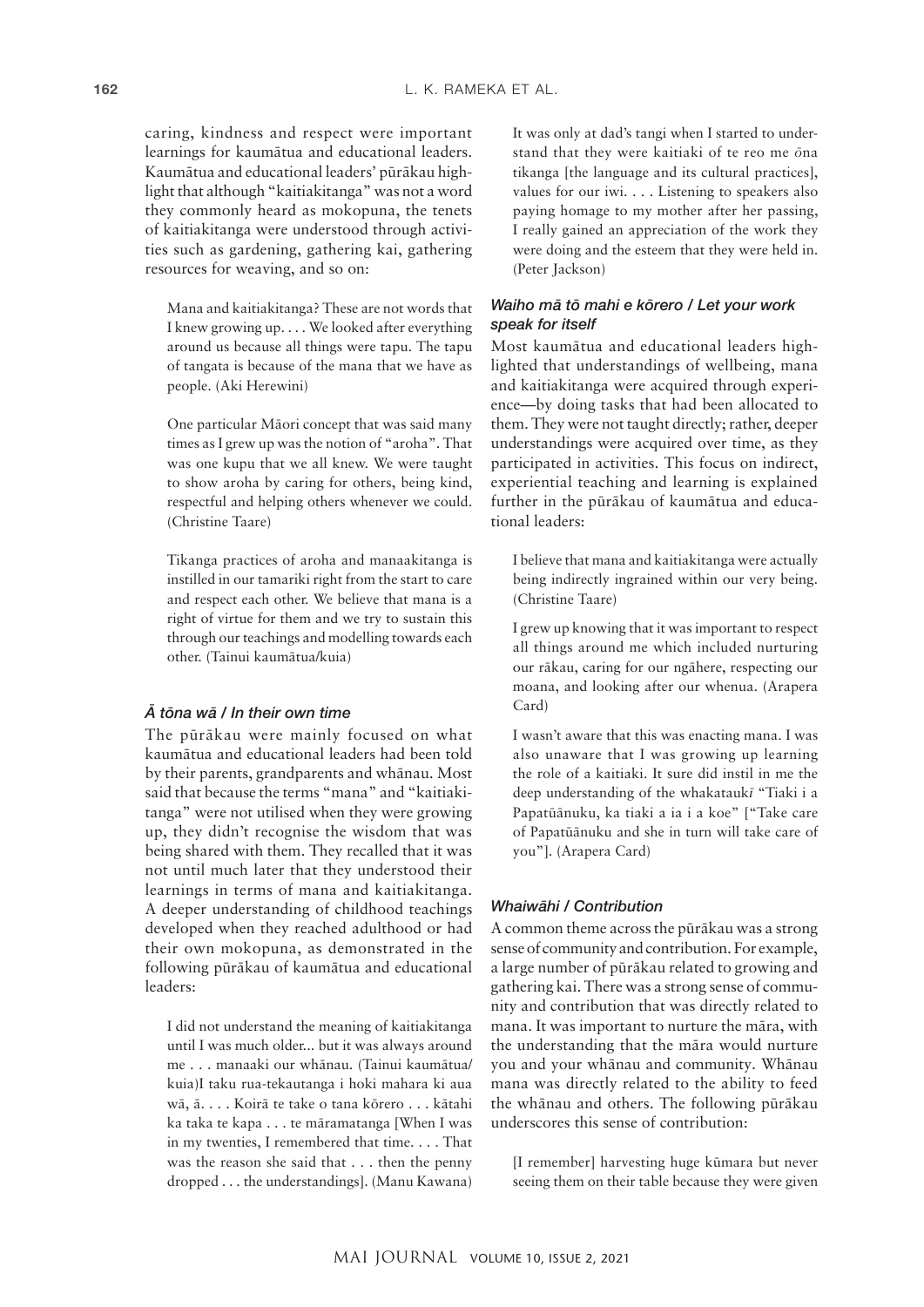caring, kindness and respect were important learnings for kaumātua and educational leaders. Kaumātua and educational leaders' pūrākau highlight that although "kaitiakitanga" was not a word they commonly heard as mokopuna, the tenets of kaitiakitanga were understood through activities such as gardening, gathering kai, gathering resources for weaving, and so on:

> Mana and kaitiakitanga? These are not words that I knew growing up. . . . We looked after everything around us because all things were tapu. The tapu of tangata is because of the mana that we have as people. (Aki Herewini)

> One particular Māori concept that was said many times as I grew up was the notion of "aroha". That was one kupu that we all knew. We were taught to show aroha by caring for others, being kind, respectful and helping others whenever we could. (Christine Taare)

> Tikanga practices of aroha and manaakitanga is instilled in our tamariki right from the start to care and respect each other. We believe that mana is a right of virtue for them and we try to sustain this through our teachings and modelling towards each other. (Tainui kaumātua/kuia)

### *Ā tōna wā / In their own time*

The pūrākau were mainly focused on what kaumātua and educational leaders had been told by their parents, grandparents and whānau. Most said that because the terms "mana" and "kaitiakitanga" were not utilised when they were growing up, they didn't recognise the wisdom that was being shared with them. They recalled that it was not until much later that they understood their learnings in terms of mana and kaitiakitanga. A deeper understanding of childhood teachings developed when they reached adulthood or had their own mokopuna, as demonstrated in the following pūrākau of kaumātua and educational leaders:

> I did not understand the meaning of kaitiakitanga until I was much older... but it was always around me . . . manaaki our whānau. (Tainui kaumātua/kuia)I taku rua-tekautanga i hoki mahara ki aua wā, ā. . . . Koirā te take o tana kōrero . . . kātahi ka taka te kapa . . . te māramatanga [When I was in my twenties, I remembered that time. . . . That was the reason she said that . . . then the penny dropped . . . the understandings]. (Manu Kawana)

> It was only at dad's tangi when I started to understand that they were kaitiaki of te reo me ōna tikanga [the language and its cultural practices], values for our iwi. . . . Listening to speakers also paying homage to my mother after her passing, I really gained an appreciation of the work they were doing and the esteem that they were held in. (Peter Jackson)

### *Waiho mā tō mahi e kōrero / Let your work speak for itself*

Most kaumātua and educational leaders highlighted that understandings of wellbeing, mana and kaitiakitanga were acquired through experience—by doing tasks that had been allocated to them. They were not taught directly; rather, deeper understandings were acquired over time, as they participated in activities. This focus on indirect, experiential teaching and learning is explained further in the pūrākau of kaumātua and educational leaders:

> I believe that mana and kaitiakitanga were actually being indirectly ingrained within our very being. (Christine Taare)

> I grew up knowing that it was important to respect all things around me which included nurturing our rākau, caring for our ngāhere, respecting our moana, and looking after our whenua. (Arapera Card)

> I wasn't aware that this was enacting mana. I was also unaware that I was growing up learning the role of a kaitiaki. It sure did instil in me the deep understanding of the whakataukī "Tiaki i a Papatūānuku, ka tiaki a ia i a koe" ["Take care of Papatūānuku and she in turn will take care of you"]. (Arapera Card)

### *Whaiwāhi / Contribution*

A common theme across the pūrākau was a strong sense of community and contribution. For example, a large number of pūrākau related to growing and gathering kai. There was a strong sense of community and contribution that was directly related to mana. It was important to nurture the māra, with the understanding that the māra would nurture you and your whānau and community. Whānau mana was directly related to the ability to feed the whānau and others. The following pūrākau underscores this sense of contribution:

> [I remember] harvesting huge kūmara but never seeing them on their table because they were given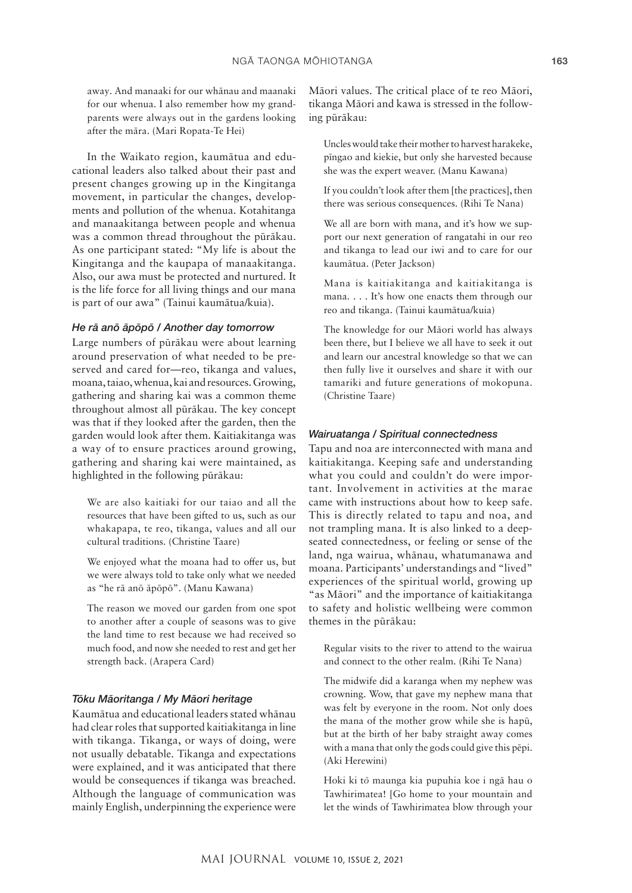away. And manaaki for our whānau and maanaki for our whenua. I also remember how my grandparents were always out in the gardens looking after the māra. (Mari Ropata-Te Hei)

In the Waikato region, kaumātua and educational leaders also talked about their past and present changes growing up in the Kingitanga movement, in particular the changes, developments and pollution of the whenua. Kotahitanga and manaakitanga between people and whenua was a common thread throughout the pūrākau. As one participant stated: "My life is about the Kingitanga and the kaupapa of manaakitanga. Also, our awa must be protected and nurtured. It is the life force for all living things and our mana is part of our awa" (Tainui kaumātua/kuia).

#### *He rā anō āpōpō / Another day tomorrow*

Large numbers of pūrākau were about learning around preservation of what needed to be preserved and cared for—reo, tikanga and values, moana, taiao, whenua, kai and resources. Growing, gathering and sharing kai was a common theme throughout almost all pūrākau. The key concept was that if they looked after the garden, then the garden would look after them. Kaitiakitanga was a way of to ensure practices around growing, gathering and sharing kai were maintained, as highlighted in the following pūrākau:

> We are also kaitiaki for our taiao and all the resources that have been gifted to us, such as our whakapapa, te reo, tikanga, values and all our cultural traditions. (Christine Taare)

> We enjoyed what the moana had to offer us, but we were always told to take only what we needed as "he rā anō āpōpō". (Manu Kawana)

> The reason we moved our garden from one spot to another after a couple of seasons was to give the land time to rest because we had received so much food, and now she needed to rest and get her strength back. (Arapera Card)

#### *Tōku Māoritanga / My Māori heritage*

Kaumātua and educational leaders stated whānau had clear roles that supported kaitiakitanga in line with tikanga. Tikanga, or ways of doing, were not usually debatable. Tikanga and expectations were explained, and it was anticipated that there would be consequences if tikanga was breached. Although the language of communication was mainly English, underpinning the experience were Māori values. The critical place of te reo Māori, tikanga Māori and kawa is stressed in the following pūrākau:

> Uncles would take their mother to harvest harakeke, pīngao and kiekie, but only she harvested because she was the expert weaver. (Manu Kawana)

> If you couldn't look after them [the practices], then there was serious consequences. (Rihi Te Nana)

> We all are born with mana, and it's how we support our next generation of rangatahi in our reo and tikanga to lead our iwi and to care for our kaumātua. (Peter Jackson)

> Mana is kaitiakitanga and kaitiakitanga is mana. . . . It's how one enacts them through our reo and tikanga. (Tainui kaumātua/kuia)

> The knowledge for our Māori world has always been there, but I believe we all have to seek it out and learn our ancestral knowledge so that we can then fully live it ourselves and share it with our tamariki and future generations of mokopuna. (Christine Taare)

#### *Wairuatanga / Spiritual connectedness*

Tapu and noa are interconnected with mana and kaitiakitanga. Keeping safe and understanding what you could and couldn't do were important. Involvement in activities at the marae came with instructions about how to keep safe. This is directly related to tapu and noa, and not trampling mana. It is also linked to a deep-seated connectedness, or feeling or sense of the land, nga wairua, whānau, whatumanawa and moana. Participants' understandings and "lived" experiences of the spiritual world, growing up "as Māori" and the importance of kaitiakitanga to safety and holistic wellbeing were common themes in the pūrākau:

> Regular visits to the river to attend to the wairua and connect to the other realm. (Rihi Te Nana)

> The midwife did a karanga when my nephew was crowning. Wow, that gave my nephew mana that was felt by everyone in the room. Not only does the mana of the mother grow while she is hapū, but at the birth of her baby straight away comes with a mana that only the gods could give this pēpi. (Aki Herewini)

> Hoki ki tō maunga kia pupuhia koe i ngā hau o Tawhirimatea! [Go home to your mountain and let the winds of Tawhirimatea blow through your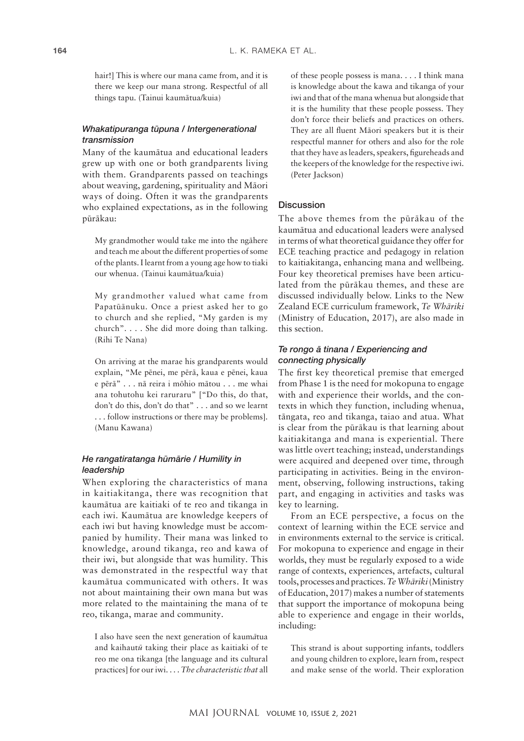hair!] This is where our mana came from, and it is there we keep our mana strong. Respectful of all things tapu. (Tainui kaumātua/kuia)

### *Whakatipuranga tūpuna / Intergenerational transmission*

Many of the kaumātua and educational leaders grew up with one or both grandparents living with them. Grandparents passed on teachings about weaving, gardening, spirituality and Māori ways of doing. Often it was the grandparents who explained expectations, as in the following pūrākau:

> My grandmother would take me into the ngāhere and teach me about the different properties of some of the plants. I learnt from a young age how to tiaki our whenua. (Tainui kaumātua/kuia)

> My grandmother valued what came from Papatūānuku. Once a priest asked her to go to church and she replied, "My garden is my church". . . . She did more doing than talking. (Rihi Te Nana)

> On arriving at the marae his grandparents would explain, "Me pēnei, me pērā, kaua e pēnei, kaua e pērā" . . . nā reira i mōhio mātou . . . me whai ana tohutohu kei raruraru" ["Do this, do that, don't do this, don't do that" . . . and so we learnt . . . follow instructions or there may be problems]. (Manu Kawana)

### *He rangatiratanga hūmārie / Humility in leadership*

When exploring the characteristics of mana in kaitiakitanga, there was recognition that kaumātua are kaitiaki of te reo and tikanga in each iwi. Kaumātua are knowledge keepers of each iwi but having knowledge must be accompanied by humility. Their mana was linked to knowledge, around tikanga, reo and kawa of their iwi, but alongside that was humility. This was demonstrated in the respectful way that kaumātua communicated with others. It was not about maintaining their own mana but was more related to the maintaining the mana of te reo, tikanga, marae and community.

> I also have seen the next generation of kaum*ā*tua and kaihaut*ū* taking their place as kaitiaki of te reo me ona tikanga [the language and its cultural practices] for our iwi. . . . *The characteristic that* all of these people possess is mana. . . . I think mana is knowledge about the kawa and tikanga of your iwi and that of the mana whenua but alongside that it is the humility that these people possess. They don't force their beliefs and practices on others. They are all fluent Māori speakers but it is their respectful manner for others and also for the role that they have as leaders, speakers, figureheads and the keepers of the knowledge for the respective iwi. (Peter Jackson)

## Discussion

The above themes from the pūrākau of the kaumātua and educational leaders were analysed in terms of what theoretical guidance they offer for ECE teaching practice and pedagogy in relation to kaitiakitanga, enhancing mana and wellbeing. Four key theoretical premises have been articulated from the pūrākau themes, and these are discussed individually below. Links to the New Zealand ECE curriculum framework, *Te Whāriki* (Ministry of Education, 2017), are also made in this section.

### *Te rongo ā tinana / Experiencing and connecting physically*

The first key theoretical premise that emerged from Phase 1 is the need for mokopuna to engage with and experience their worlds, and the contexts in which they function, including whenua, tāngata, reo and tikanga, taiao and atua. What is clear from the pūrākau is that learning about kaitiakitanga and mana is experiential. There was little overt teaching; instead, understandings were acquired and deepened over time, through participating in activities. Being in the environment, observing, following instructions, taking part, and engaging in activities and tasks was key to learning.

From an ECE perspective, a focus on the context of learning within the ECE service and in environments external to the service is critical. For mokopuna to experience and engage in their worlds, they must be regularly exposed to a wide range of contexts, experiences, artefacts, cultural tools, processes and practices. *Te Whāriki* (Ministry of Education, 2017) makes a number of statements that support the importance of mokopuna being able to experience and engage in their worlds, including:

> This strand is about supporting infants, toddlers and young children to explore, learn from, respect and make sense of the world. Their exploration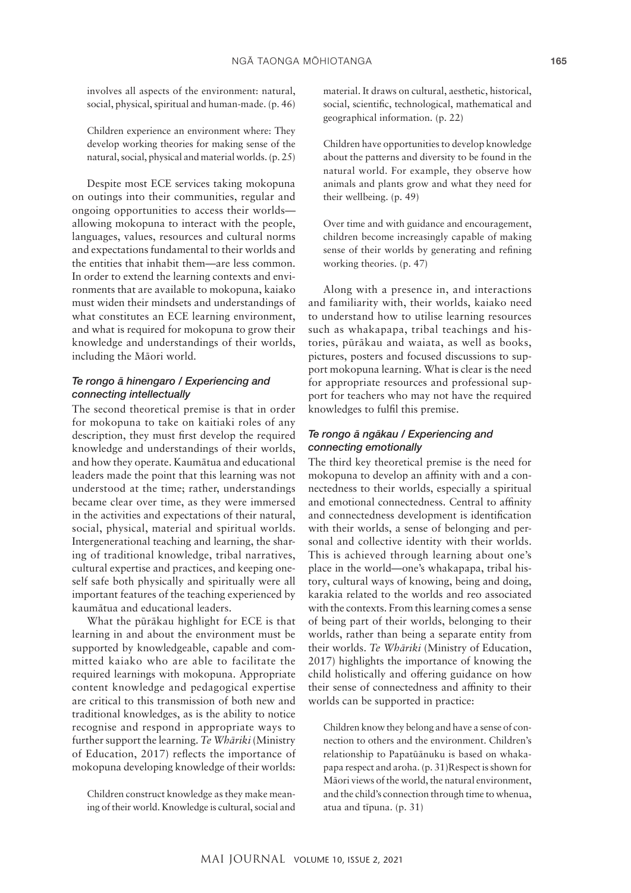> involves all aspects of the environment: natural, social, physical, spiritual and human-made. (p. 46)

> Children experience an environment where: They develop working theories for making sense of the natural, social, physical and material worlds. (p. 25)

Despite most ECE services taking mokopuna on outings into their communities, regular and ongoing opportunities to access their worlds—allowing mokopuna to interact with the people, languages, values, resources and cultural norms and expectations fundamental to their worlds and the entities that inhabit them—are less common. In order to extend the learning contexts and environments that are available to mokopuna, kaiako must widen their mindsets and understandings of what constitutes an ECE learning environment, and what is required for mokopuna to grow their knowledge and understandings of their worlds, including the Māori world.

### *Te rongo ā hinengaro / Experiencing and connecting intellectually*

The second theoretical premise is that in order for mokopuna to take on kaitiaki roles of any description, they must first develop the required knowledge and understandings of their worlds, and how they operate. Kaumātua and educational leaders made the point that this learning was not understood at the time; rather, understandings became clear over time, as they were immersed in the activities and expectations of their natural, social, physical, material and spiritual worlds. Intergenerational teaching and learning, the sharing of traditional knowledge, tribal narratives, cultural expertise and practices, and keeping oneself safe both physically and spiritually were all important features of the teaching experienced by kaumātua and educational leaders.

What the pūrākau highlight for ECE is that learning in and about the environment must be supported by knowledgeable, capable and committed kaiako who are able to facilitate the required learnings with mokopuna. Appropriate content knowledge and pedagogical expertise are critical to this transmission of both new and traditional knowledges, as is the ability to notice recognise and respond in appropriate ways to further support the learning. *Te Whāriki* (Ministry of Education, 2017) reflects the importance of mokopuna developing knowledge of their worlds:

> Children construct knowledge as they make meaning of their world. Knowledge is cultural, social and material. It draws on cultural, aesthetic, historical, social, scientific, technological, mathematical and geographical information. (p. 22)

> Children have opportunities to develop knowledge about the patterns and diversity to be found in the natural world. For example, they observe how animals and plants grow and what they need for their wellbeing. (p. 49)

> Over time and with guidance and encouragement, children become increasingly capable of making sense of their worlds by generating and refining working theories. (p. 47)

Along with a presence in, and interactions and familiarity with, their worlds, kaiako need to understand how to utilise learning resources such as whakapapa, tribal teachings and histories, pūrākau and waiata, as well as books, pictures, posters and focused discussions to support mokopuna learning. What is clear is the need for appropriate resources and professional support for teachers who may not have the required knowledges to fulfil this premise.

### *Te rongo ā ngākau / Experiencing and connecting emotionally*

The third key theoretical premise is the need for mokopuna to develop an affinity with and a connectedness to their worlds, especially a spiritual and emotional connectedness. Central to affinity and connectedness development is identification with their worlds, a sense of belonging and personal and collective identity with their worlds. This is achieved through learning about one's place in the world—one's whakapapa, tribal history, cultural ways of knowing, being and doing, karakia related to the worlds and reo associated with the contexts. From this learning comes a sense of being part of their worlds, belonging to their worlds, rather than being a separate entity from their worlds. *Te Whāriki* (Ministry of Education, 2017) highlights the importance of knowing the child holistically and offering guidance on how their sense of connectedness and affinity to their worlds can be supported in practice:

> Children know they belong and have a sense of connection to others and the environment. Children's relationship to Papatūānuku is based on whakapapa respect and aroha. (p. 31)Respect is shown for Māori views of the world, the natural environment, and the child's connection through time to whenua, atua and tīpuna. (p. 31)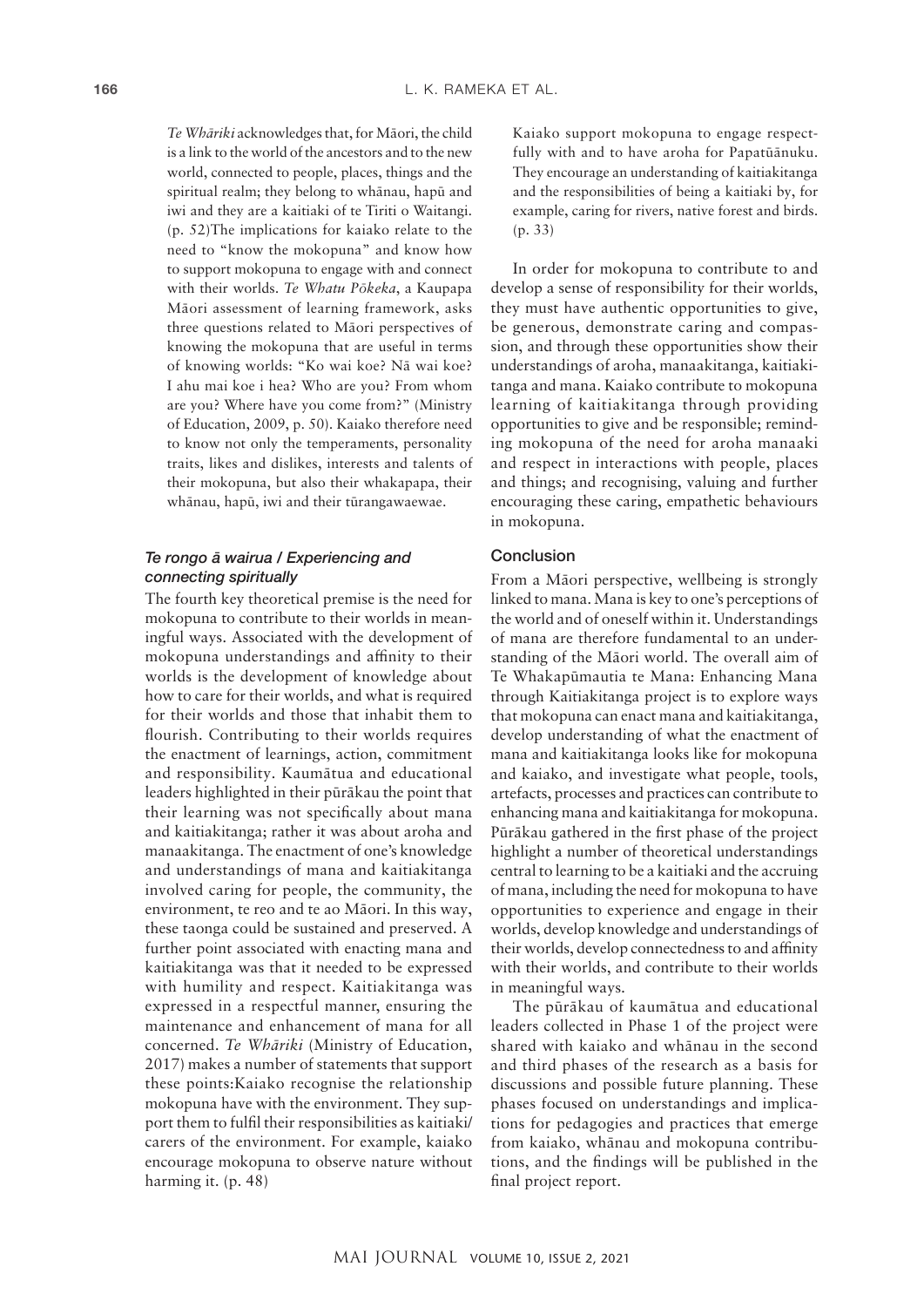*Te Whāriki* acknowledges that, for Māori, the child is a link to the world of the ancestors and to the new world, connected to people, places, things and the spiritual realm; they belong to whānau, hapū and iwi and they are a kaitiaki of te Tiriti o Waitangi. (p. 52)

The implications for kaiako relate to the need to "know the mokopuna" and know how to support mokopuna to engage with and connect with their worlds. *Te Whatu Pōkeka*, a Kaupapa Māori assessment of learning framework, asks three questions related to Māori perspectives of knowing the mokopuna that are useful in terms of knowing worlds: "Ko wai koe? Nā wai koe? I ahu mai koe i hea? Who are you? From whom are you? Where have you come from?" (Ministry of Education, 2009, p. 50). Kaiako therefore need to know not only the temperaments, personality traits, likes and dislikes, interests and talents of their mokopuna, but also their whakapapa, their whānau, hapū, iwi and their tūrangawaewae.

### *Te rongo ā wairua / Experiencing and connecting spiritually*

The fourth key theoretical premise is the need for mokopuna to contribute to their worlds in meaningful ways. Associated with the development of mokopuna understandings and affinity to their worlds is the development of knowledge about how to care for their worlds, and what is required for their worlds and those that inhabit them to flourish. Contributing to their worlds requires the enactment of learnings, action, commitment and responsibility. Kaumātua and educational leaders highlighted in their pūrākau the point that their learning was not specifically about mana and kaitiakitanga; rather it was about aroha and manaakitanga. The enactment of one's knowledge and understandings of mana and kaitiakitanga involved caring for people, the community, the environment, te reo and te ao Māori. In this way, these taonga could be sustained and preserved. A further point associated with enacting mana and kaitiakitanga was that it needed to be expressed with humility and respect. Kaitiakitanga was expressed in a respectful manner, ensuring the maintenance and enhancement of mana for all concerned. *Te Whāriki* (Ministry of Education, 2017) makes a number of statements that support these points:

Kaiako recognise the relationship mokopuna have with the environment. They support them to fulfil their responsibilities as kaitiaki/carers of the environment. For example, kaiako encourage mokopuna to observe nature without harming it. (p. 48)

Kaiako support mokopuna to engage respectfully with and to have aroha for Papatūānuku. They encourage an understanding of kaitiakitanga and the responsibilities of being a kaitiaki by, for example, caring for rivers, native forest and birds. (p. 33)

In order for mokopuna to contribute to and develop a sense of responsibility for their worlds, they must have authentic opportunities to give, be generous, demonstrate caring and compassion, and through these opportunities show their understandings of aroha, manaakitanga, kaitiakitanga and mana. Kaiako contribute to mokopuna learning of kaitiakitanga through providing opportunities to give and be responsible; reminding mokopuna of the need for aroha manaaki and respect in interactions with people, places and things; and recognising, valuing and further encouraging these caring, empathetic behaviours in mokopuna.

## Conclusion

From a Māori perspective, wellbeing is strongly linked to mana. Mana is key to one's perceptions of the world and of oneself within it. Understandings of mana are therefore fundamental to an understanding of the Māori world. The overall aim of Te Whakapūmautia te Mana: Enhancing Mana through Kaitiakitanga project is to explore ways that mokopuna can enact mana and kaitiakitanga, develop understanding of what the enactment of mana and kaitiakitanga looks like for mokopuna and kaiako, and investigate what people, tools, artefacts, processes and practices can contribute to enhancing mana and kaitiakitanga for mokopuna. Pūrākau gathered in the first phase of the project highlight a number of theoretical understandings central to learning to be a kaitiaki and the accruing of mana, including the need for mokopuna to have opportunities to experience and engage in their worlds, develop knowledge and understandings of their worlds, develop connectedness to and affinity with their worlds, and contribute to their worlds in meaningful ways.

The pūrākau of kaumātua and educational leaders collected in Phase 1 of the project were shared with kaiako and whānau in the second and third phases of the research as a basis for discussions and possible future planning. These phases focused on understandings and implications for pedagogies and practices that emerge from kaiako, whānau and mokopuna contributions, and the findings will be published in the final project report.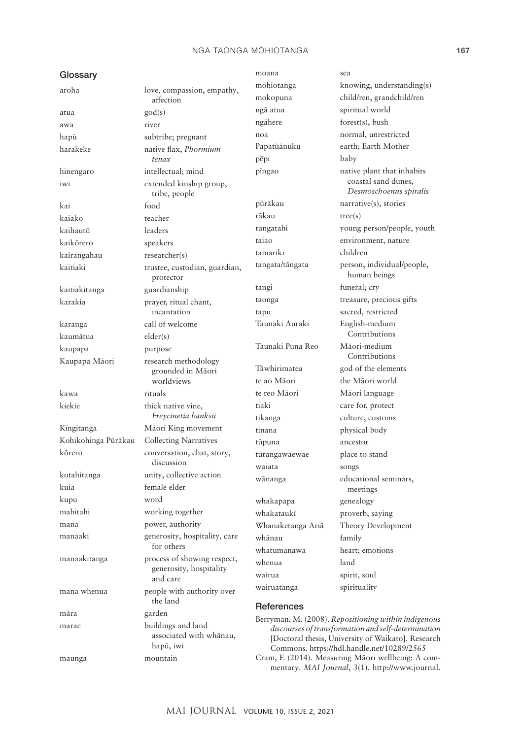## Glossary

| | |
|---|---|
| aroha | love, compassion, empathy, affection |
| atua | god(s) |
| awa | river |
| hapū | subtribe; pregnant |
| harakeke | native flax, *Phormium tenax* |
| hinengaro | intellectual; mind |
| iwi | extended kinship group, tribe, people |
| kai | food |
| kaiako | teacher |
| kaihautū | leaders |
| kaikōrero | speakers |
| kairangahau | researcher(s) |
| kaitiaki | trustee, custodian, guardian, protector |
| kaitiakitanga | guardianship |
| karakia | prayer, ritual chant, incantation |
| karanga | call of welcome |
| kaumātua | elder(s) |
| kaupapa | purpose |
| Kaupapa Māori | research methodology grounded in Māori worldviews |
| kawa | rituals |
| kiekie | thick native vine, *Freycinetia banksii* |
| Kīngitanga | Māori King movement |
| Kohikohinga Pūrākau | Collecting Narratives |
| kōrero | conversation, chat, story, discussion |
| kotahitanga | unity, collective action |
| kuia | female elder |
| kupu | word |
| mahitahi | working together |
| mana | power, authority |
| manaaki | generosity, hospitality, care for others |
| manaakitanga | process of showing respect, generosity, hospitality and care |
| mana whenua | people with authority over the land |
| māra | garden |
| marae | buildings and land associated with whānau, hapū, iwi |
| maunga | mountain |
| moana | sea |
| mōhiotanga | knowing, understanding(s) |
| mokopuna | child/ren, grandchild/ren |
| ngā atua | spiritual world |
| ngāhere | forest(s), bush |
| noa | normal, unrestricted |
| Papatūānuku | earth; Earth Mother |
| pēpi | baby |
| pīngao | native plant that inhabits coastal sand dunes, *Desmoschoenus spiralis* |
| pūrākau | narrative(s), stories |
| rākau | tree(s) |
| rangatahi | young person/people, youth |
| taiao | environment, nature |
| tamariki | children |
| tangata/tāngata | person, individual/people, human beings |
| tangi | funeral; cry |
| taonga | treasure, precious gifts |
| tapu | sacred, restricted |
| Taunaki Auraki | English-medium Contributions |
| Taunaki Puna Reo | Māori-medium Contributions |
| Tāwhirimatea | god of the elements |
| te ao Māori | the Māori world |
| te reo Māori | Māori language |
| tiaki | care for, protect |
| tikanga | culture, customs |
| tinana | physical body |
| tūpuna | ancestor |
| tūrangawaewae | place to stand |
| waiata | songs |
| wānanga | educational seminars, meetings |
| whakapapa | genealogy |
| whakataukī | proverb, saying |
| Whanaketanga Ariā | Theory Development |
| whānau | family |
| whatumanawa | heart; emotions |
| whenua | land |
| wairua | spirit, soul |
| wairuatanga | spirituality |

## References

Berryman, M. (2008). *Repositioning within indigenous discourses of transformation and self-determination* [Doctoral thesis, University of Waikato]. Research Commons. https://hdl.handle.net/10289/2565

Cram, F. (2014). Measuring Māori wellbeing: A commentary. *MAI Journal*, *3*(1). http://www.journal.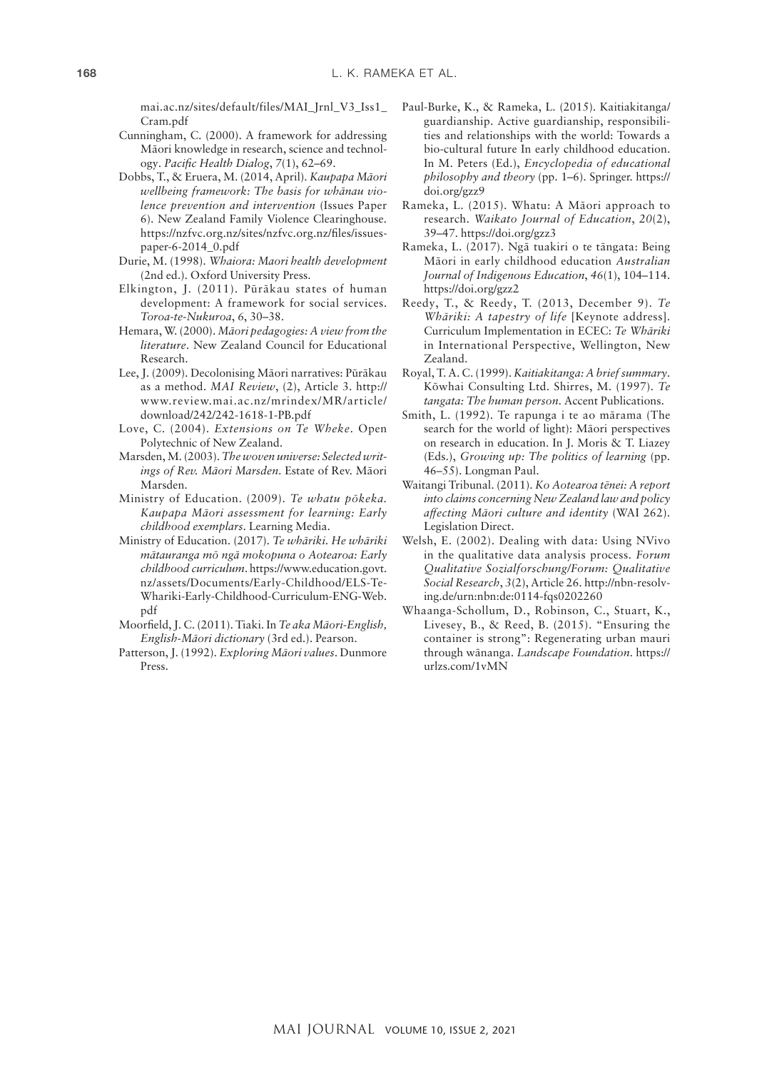mai.ac.nz/sites/default/files/MAI_Jrnl_V3_Iss1_Cram.pdf

Cunningham, C. (2000). A framework for addressing Māori knowledge in research, science and technology. *Pacific Health Dialog*, *7*(1), 62–69.

Dobbs, T., & Eruera, M. (2014, April). *Kaupapa Māori wellbeing framework: The basis for whānau violence prevention and intervention* (Issues Paper 6). New Zealand Family Violence Clearinghouse. https://nzfvc.org.nz/sites/nzfvc.org.nz/files/issues-paper-6-2014_0.pdf

Durie, M. (1998). *Whaiora: Maori health development* (2nd ed.). Oxford University Press.

Elkington, J. (2011). Pūrākau states of human development: A framework for social services. *Toroa-te-Nukuroa*, 6, 30–38.

Hemara, W. (2000). *Māori pedagogies: A view from the literature*. New Zealand Council for Educational Research.

Lee, J. (2009). Decolonising Māori narratives: Pūrākau as a method. *MAI Review*, (2), Article 3. http://www.review.mai.ac.nz/mrindex/MR/article/download/242/242-1618-1-PB.pdf

Love, C. (2004). *Extensions on Te Wheke*. Open Polytechnic of New Zealand.

Marsden, M. (2003). *The woven universe: Selected writings of Rev. Māori Marsden*. Estate of Rev. Māori Marsden.

Ministry of Education. (2009). *Te whatu pōkeka. Kaupapa Māori assessment for learning: Early childhood exemplars*. Learning Media.

Ministry of Education. (2017). *Te whāriki. He whāriki mātauranga mō ngā mokopuna o Aotearoa: Early childhood curriculum*. https://www.education.govt.nz/assets/Documents/Early-Childhood/ELS-Te-Whariki-Early-Childhood-Curriculum-ENG-Web.pdf

Moorfield, J. C. (2011). Tiaki. In *Te aka Māori-English, English-Māori dictionary* (3rd ed.). Pearson.

Patterson, J. (1992). *Exploring Māori values*. Dunmore Press.

Paul-Burke, K., & Rameka, L. (2015). Kaitiakitanga/guardianship. Active guardianship, responsibilities and relationships with the world: Towards a bio-cultural future In early childhood education. In M. Peters (Ed.), *Encyclopedia of educational philosophy and theory* (pp. 1–6). Springer. https://doi.org/gzz9

Rameka, L. (2015). Whatu: A Māori approach to research. *Waikato Journal of Education*, *20*(2), 39–47. https://doi.org/gzz3

Rameka, L. (2017). Ngā tuakiri o te tāngata: Being Māori in early childhood education *Australian Journal of Indigenous Education*, *46*(1), 104–114. https://doi.org/gzz2

Reedy, T., & Reedy, T. (2013, December 9). *Te Whāriki: A tapestry of life* [Keynote address]. Curriculum Implementation in ECEC: *Te Whāriki* in International Perspective, Wellington, New Zealand.

Royal, T. A. C. (1999). *Kaitiakitanga: A brief summary*. Kōwhai Consulting Ltd. Shirres, M. (1997). *Te tangata: The human person*. Accent Publications.

Smith, L. (1992). Te rapunga i te ao mārama (The search for the world of light): Māori perspectives on research in education. In J. Moris & T. Liazey (Eds.), *Growing up: The politics of learning* (pp. 46–55). Longman Paul.

Waitangi Tribunal. (2011). *Ko Aotearoa tēnei: A report into claims concerning New Zealand law and policy affecting Māori culture and identity* (WAI 262). Legislation Direct.

Welsh, E. (2002). Dealing with data: Using NVivo in the qualitative data analysis process. *Forum Qualitative Sozialforschung/Forum: Qualitative Social Research*, *3*(2), Article 26. http://nbn-resolving.de/urn:nbn:de:0114-fqs0202260

Whaanga-Schollum, D., Robinson, C., Stuart, K., Livesey, B., & Reed, B. (2015). "Ensuring the container is strong": Regenerating urban mauri through wānanga. *Landscape Foundation*. https://urlzs.com/1vMN